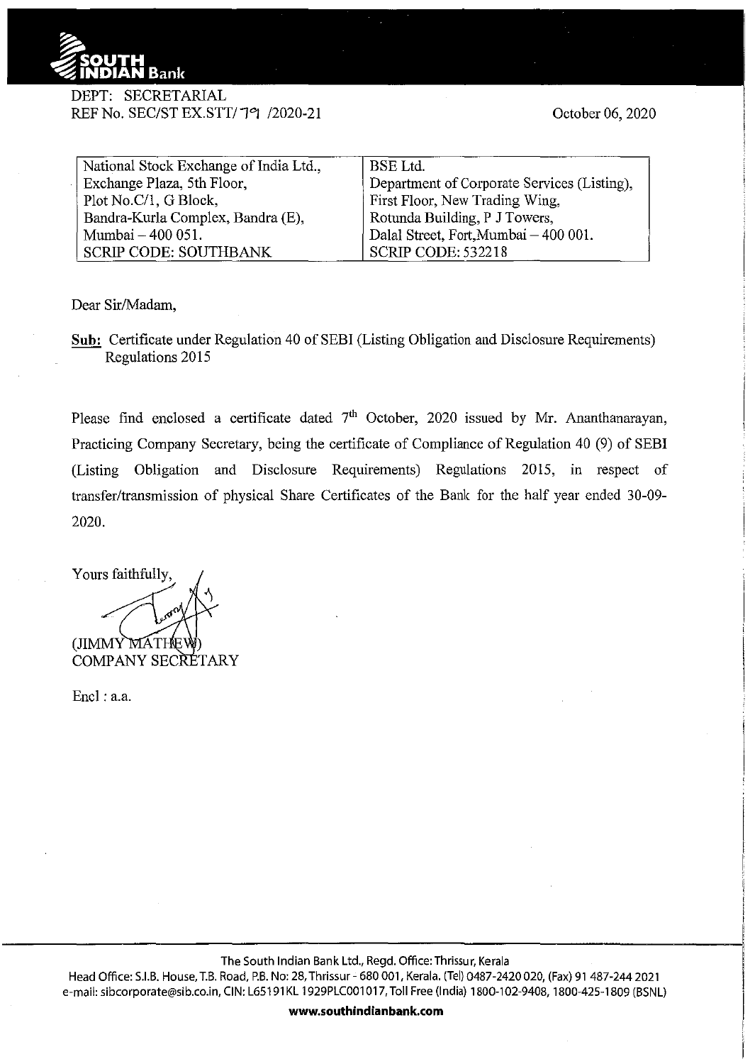SOUTH INDIAN Bank

DEPT: SECRETARIAL
REF No. SEC/ST EX.STT/ 79 /2020-21

October 06, 2020

| National Stock Exchange of India Ltd., | BSE Ltd. |
|---|---|
| Exchange Plaza, 5th Floor, | Department of Corporate Services (Listing), |
| Plot No.C/1, G Block, | First Floor, New Trading Wing, |
| Bandra-Kurla Complex, Bandra (E), | Rotunda Building, P J Towers, |
| Mumbai – 400 051. | Dalal Street, Fort,Mumbai – 400 001. |
| SCRIP CODE: SOUTHBANK | SCRIP CODE: 532218 |

Dear Sir/Madam,

**Sub:** Certificate under Regulation 40 of SEBI (Listing Obligation and Disclosure Requirements) Regulations 2015

Please find enclosed a certificate dated 7th October, 2020 issued by Mr. Ananthanarayan, Practicing Company Secretary, being the certificate of Compliance of Regulation 40 (9) of SEBI (Listing Obligation and Disclosure Requirements) Regulations 2015, in respect of transfer/transmission of physical Share Certificates of the Bank for the half year ended 30-09-2020.

Yours faithfully,

(JIMMY MATHEW)
COMPANY SECRETARY

Encl : a.a.

The South Indian Bank Ltd., Regd. Office: Thrissur, Kerala
Head Office: S.I.B. House, T.B. Road, P.B. No: 28, Thrissur - 680 001, Kerala. (Tel) 0487-2420 020, (Fax) 91 487-244 2021
e-mail: sibcorporate@sib.co.in, CIN: L65191KL1929PLC001017, Toll Free (India) 1800-102-9408, 1800-425-1809 (BSNL)

**www.southindianbank.com**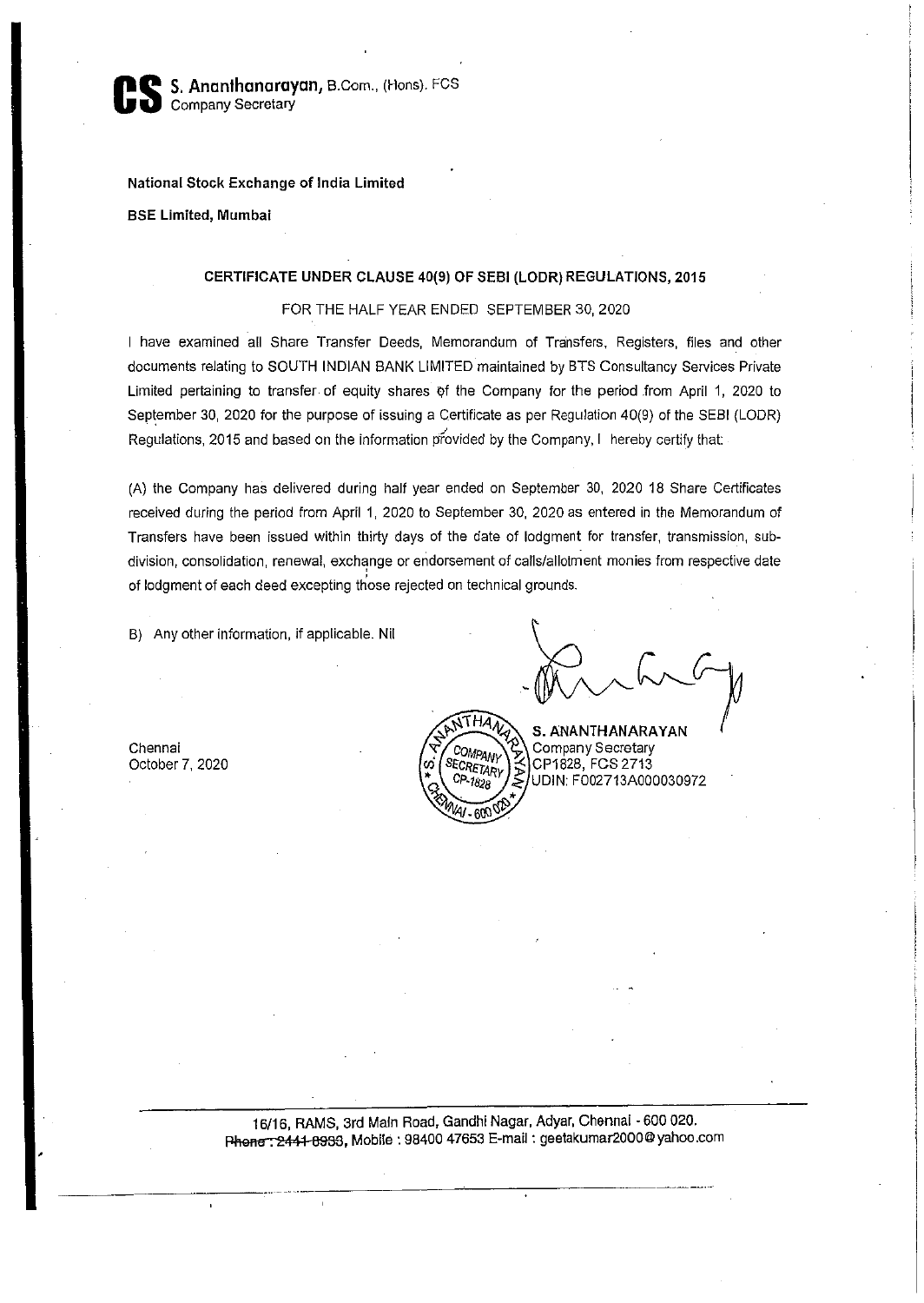**CS** S. Ananthanarayan, B.Com., (Hons). FCS
Company Secretary

**National Stock Exchange of India Limited**

**BSE Limited, Mumbai**

**CERTIFICATE UNDER CLAUSE 40(9) OF SEBI (LODR) REGULATIONS, 2015**

FOR THE HALF YEAR ENDED SEPTEMBER 30, 2020

I have examined all Share Transfer Deeds, Memorandum of Transfers, Registers, files and other documents relating to SOUTH INDIAN BANK LIMITED maintained by BTS Consultancy Services Private Limited pertaining to transfer of equity shares of the Company for the period from April 1, 2020 to September 30, 2020 for the purpose of issuing a Certificate as per Regulation 40(9) of the SEBI (LODR) Regulations, 2015 and based on the information provided by the Company, I hereby certify that:

(A) the Company has delivered during half year ended on September 30, 2020 18 Share Certificates received during the period from April 1, 2020 to September 30, 2020 as entered in the Memorandum of Transfers have been issued within thirty days of the date of lodgment for transfer, transmission, sub-division, consolidation, renewal, exchange or endorsement of calls/allotment monies from respective date of lodgment of each deed excepting those rejected on technical grounds.

B) Any other information, if applicable. Nil

Chennai
October 7, 2020

**S. ANANTHANARAYAN**
Company Secretary
CP1828, FCS 2713
UDIN: F002713A000030972

16/16, RAMS, 3rd Main Road, Gandhi Nagar, Adyar, Chennai - 600 020.
~~Phone : 2441 8983~~, Mobile : 98400 47653 E-mail : geetakumar2000@yahoo.com